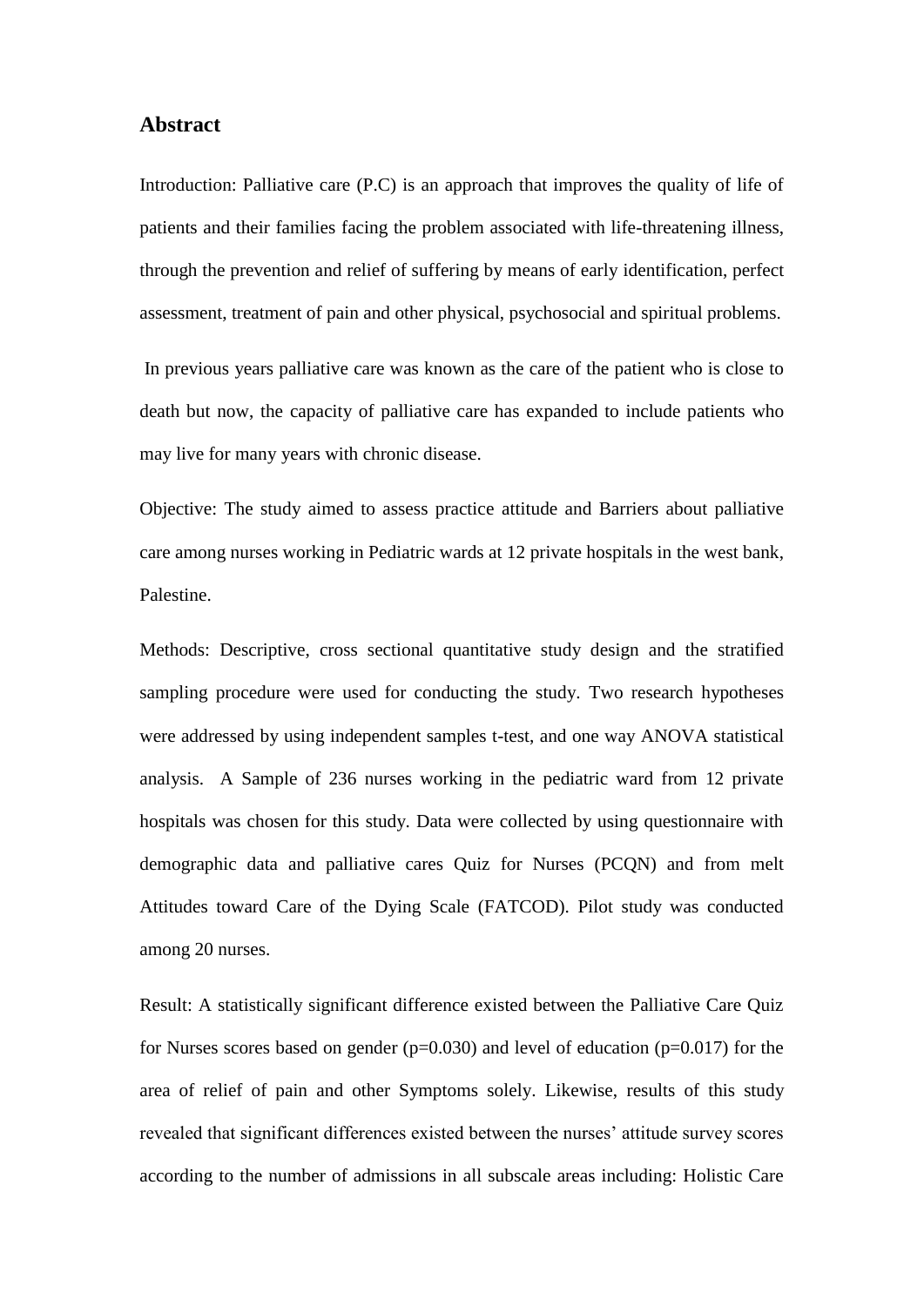## Abstract

Introduction: Palliative care (P.C) is an approach that improves the quality of life of patients and their families facing the problem associated with life-threatening illness, through the prevention and relief of suffering by means of early identification, perfect assessment, treatment of pain and other physical, psychosocial and spiritual problems.

In previous years palliative care was known as the care of the patient who is close to death but now, the capacity of palliative care has expanded to include patients who may live for many years with chronic disease.

Objective: The study aimed to assess practice attitude and Barriers about palliative care among nurses working in Pediatric wards at 12 private hospitals in the west bank, Palestine.

Methods: Descriptive, cross sectional quantitative study design and the stratified sampling procedure were used for conducting the study. Two research hypotheses were addressed by using independent samples t-test, and one way ANOVA statistical analysis. A Sample of 236 nurses working in the pediatric ward from 12 private hospitals was chosen for this study. Data were collected by using questionnaire with demographic data and palliative cares Quiz for Nurses (PCQN) and from melt Attitudes toward Care of the Dying Scale (FATCOD). Pilot study was conducted among 20 nurses.

Result: A statistically significant difference existed between the Palliative Care Quiz for Nurses scores based on gender (p=0.030) and level of education (p=0.017) for the area of relief of pain and other Symptoms solely. Likewise, results of this study revealed that significant differences existed between the nurses' attitude survey scores according to the number of admissions in all subscale areas including: Holistic Care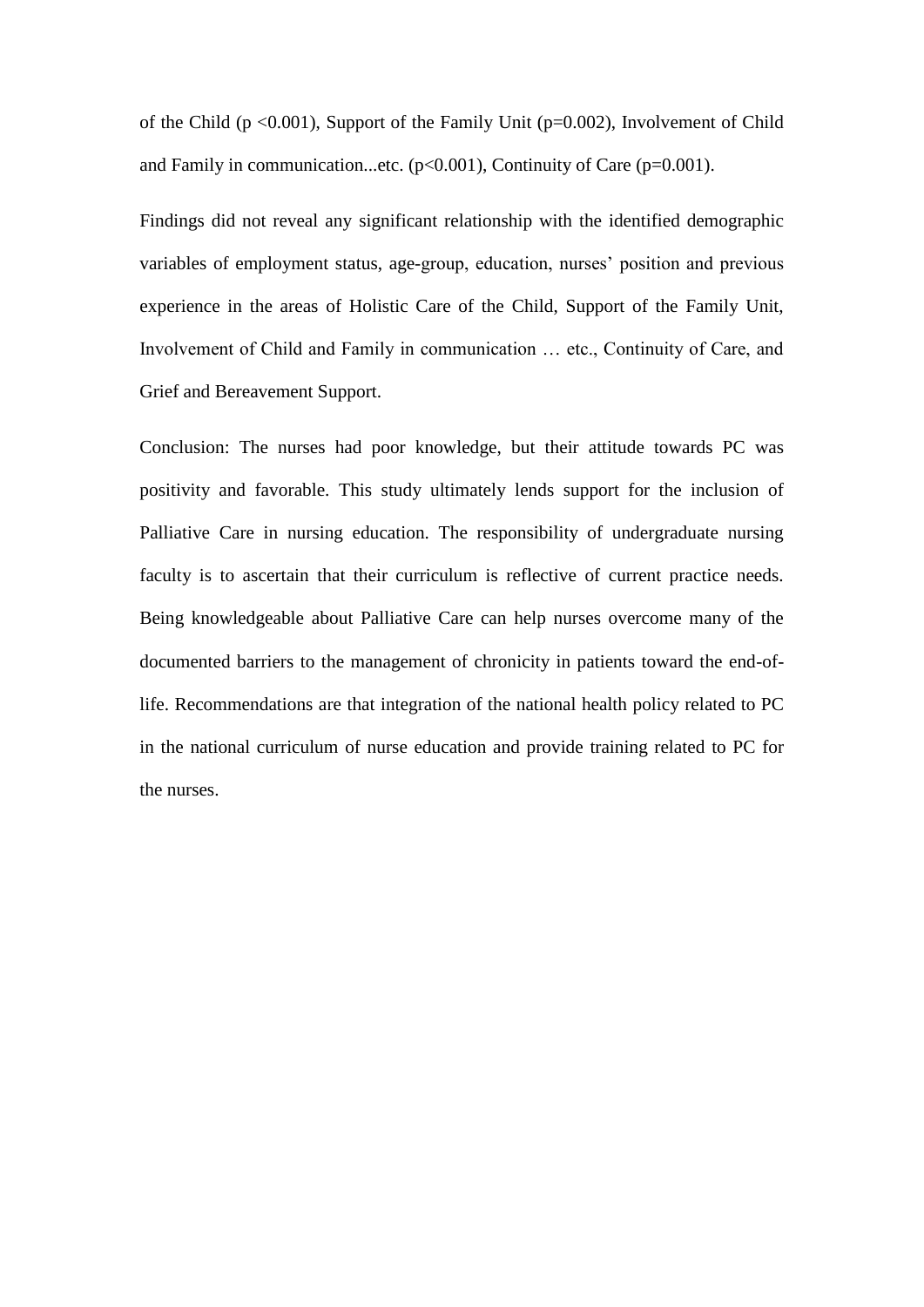of the Child ($p < 0.001$), Support of the Family Unit ($p=0.002$), Involvement of Child and Family in communication...etc. ($p<0.001$), Continuity of Care ($p=0.001$).

Findings did not reveal any significant relationship with the identified demographic variables of employment status, age-group, education, nurses' position and previous experience in the areas of Holistic Care of the Child, Support of the Family Unit, Involvement of Child and Family in communication … etc., Continuity of Care, and Grief and Bereavement Support.

Conclusion: The nurses had poor knowledge, but their attitude towards PC was positivity and favorable. This study ultimately lends support for the inclusion of Palliative Care in nursing education. The responsibility of undergraduate nursing faculty is to ascertain that their curriculum is reflective of current practice needs. Being knowledgeable about Palliative Care can help nurses overcome many of the documented barriers to the management of chronicity in patients toward the end-of-life. Recommendations are that integration of the national health policy related to PC in the national curriculum of nurse education and provide training related to PC for the nurses.